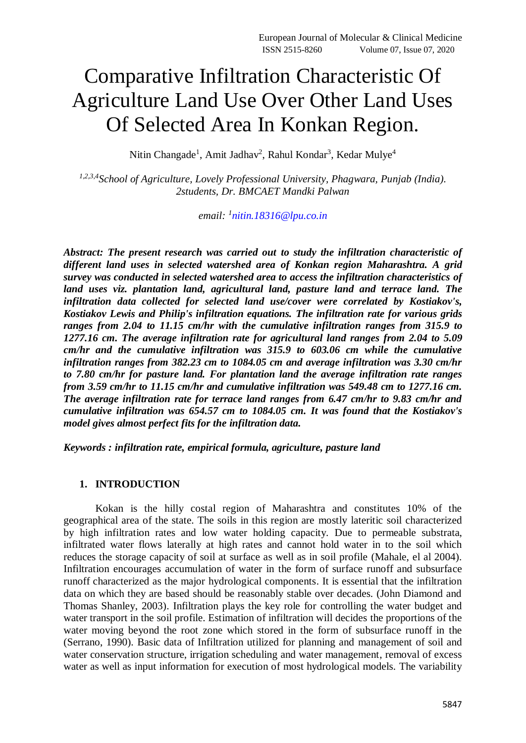# Comparative Infiltration Characteristic Of Agriculture Land Use Over Other Land Uses Of Selected Area In Konkan Region.

Nitin Changade[1], Amit Jadhav[2], Rahul Kondar[3], Kedar Mulye[4]

*[1,2,3,4]School of Agriculture, Lovely Professional University, Phagwara, Punjab (India). 2students, Dr. BMCAET Mandki Palwan*

*email: [1]nitin.18316@lpu.co.in*

***Abstract: The present research was carried out to study the infiltration characteristic of different land uses in selected watershed area of Konkan region Maharashtra. A grid survey was conducted in selected watershed area to access the infiltration characteristics of land uses viz. plantation land, agricultural land, pasture land and terrace land. The infiltration data collected for selected land use/cover were correlated by Kostiakov's, Kostiakov Lewis and Philip's infiltration equations. The infiltration rate for various grids ranges from 2.04 to 11.15 cm/hr with the cumulative infiltration ranges from 315.9 to 1277.16 cm. The average infiltration rate for agricultural land ranges from 2.04 to 5.09 cm/hr and the cumulative infiltration was 315.9 to 603.06 cm while the cumulative infiltration ranges from 382.23 cm to 1084.05 cm and average infiltration was 3.30 cm/hr to 7.80 cm/hr for pasture land. For plantation land the average infiltration rate ranges from 3.59 cm/hr to 11.15 cm/hr and cumulative infiltration was 549.48 cm to 1277.16 cm. The average infiltration rate for terrace land ranges from 6.47 cm/hr to 9.83 cm/hr and cumulative infiltration was 654.57 cm to 1084.05 cm. It was found that the Kostiakov's model gives almost perfect fits for the infiltration data.***

***Keywords : infiltration rate, empirical formula, agriculture, pasture land***

## 1. INTRODUCTION

Kokan is the hilly costal region of Maharashtra and constitutes 10% of the geographical area of the state. The soils in this region are mostly lateritic soil characterized by high infiltration rates and low water holding capacity. Due to permeable substrata, infiltrated water flows laterally at high rates and cannot hold water in to the soil which reduces the storage capacity of soil at surface as well as in soil profile (Mahale, el al 2004). Infiltration encourages accumulation of water in the form of surface runoff and subsurface runoff characterized as the major hydrological components. It is essential that the infiltration data on which they are based should be reasonably stable over decades. (John Diamond and Thomas Shanley, 2003). Infiltration plays the key role for controlling the water budget and water transport in the soil profile. Estimation of infiltration will decides the proportions of the water moving beyond the root zone which stored in the form of subsurface runoff in the (Serrano, 1990). Basic data of Infiltration utilized for planning and management of soil and water conservation structure, irrigation scheduling and water management, removal of excess water as well as input information for execution of most hydrological models. The variability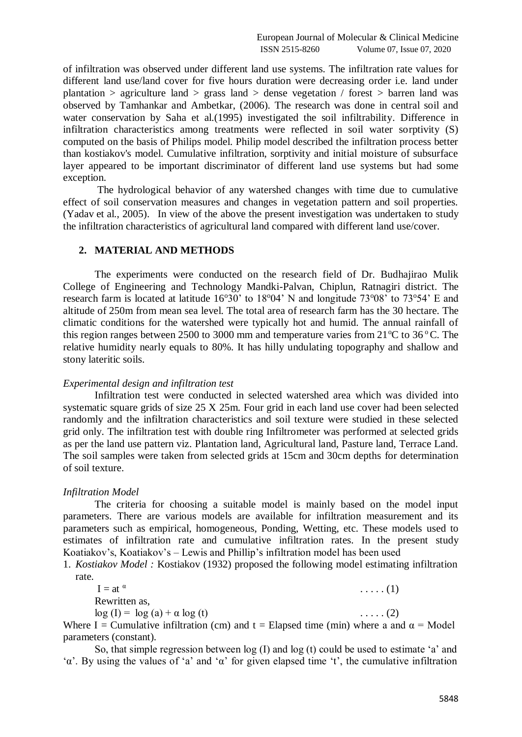of infiltration was observed under different land use systems. The infiltration rate values for different land use/land cover for five hours duration were decreasing order i.e. land under plantation > agriculture land > grass land > dense vegetation / forest > barren land was observed by Tamhankar and Ambetkar, (2006). The research was done in central soil and water conservation by Saha et al.(1995) investigated the soil infiltrability. Difference in infiltration characteristics among treatments were reflected in soil water sorptivity (S) computed on the basis of Philips model. Philip model described the infiltration process better than kostiakov's model. Cumulative infiltration, sorptivity and initial moisture of subsurface layer appeared to be important discriminator of different land use systems but had some exception.

The hydrological behavior of any watershed changes with time due to cumulative effect of soil conservation measures and changes in vegetation pattern and soil properties. (Yadav et al., 2005). In view of the above the present investigation was undertaken to study the infiltration characteristics of agricultural land compared with different land use/cover.

## 2. MATERIAL AND METHODS

The experiments were conducted on the research field of Dr. Budhajirao Mulik College of Engineering and Technology Mandki-Palvan, Chiplun, Ratnagiri district. The research farm is located at latitude 16°30' to 18°04' N and longitude 73°08' to 73°54' E and altitude of 250m from mean sea level. The total area of research farm has the 30 hectare. The climatic conditions for the watershed were typically hot and humid. The annual rainfall of this region ranges between 2500 to 3000 mm and temperature varies from 21°C to 36 °C. The relative humidity nearly equals to 80%. It has hilly undulating topography and shallow and stony lateritic soils.

*Experimental design and infiltration test*

Infiltration test were conducted in selected watershed area which was divided into systematic square grids of size 25 X 25m. Four grid in each land use cover had been selected randomly and the infiltration characteristics and soil texture were studied in these selected grid only. The infiltration test with double ring Infiltrometer was performed at selected grids as per the land use pattern viz. Plantation land, Agricultural land, Pasture land, Terrace Land. The soil samples were taken from selected grids at 15cm and 30cm depths for determination of soil texture.

*Infiltration Model*

The criteria for choosing a suitable model is mainly based on the model input parameters. There are various models are available for infiltration measurement and its parameters such as empirical, homogeneous, Ponding, Wetting, etc. These models used to estimates of infiltration rate and cumulative infiltration rates. In the present study Koatiakov's, Koatiakov's – Lewis and Phillip's infiltration model has been used

1. *Kostiakov Model :* Kostiakov (1932) proposed the following model estimating infiltration rate.

$$I = at^{\alpha} \quad \ldots\ldots (1)$$

Rewritten as,

$$\log(I) = \log(a) + \alpha \log(t) \quad \ldots\ldots (2)$$

Where I = Cumulative infiltration (cm) and t = Elapsed time (min) where a and $\alpha$ = Model parameters (constant).

So, that simple regression between log (I) and log (t) could be used to estimate 'a' and '$\alpha$'. By using the values of 'a' and '$\alpha$' for given elapsed time 't', the cumulative infiltration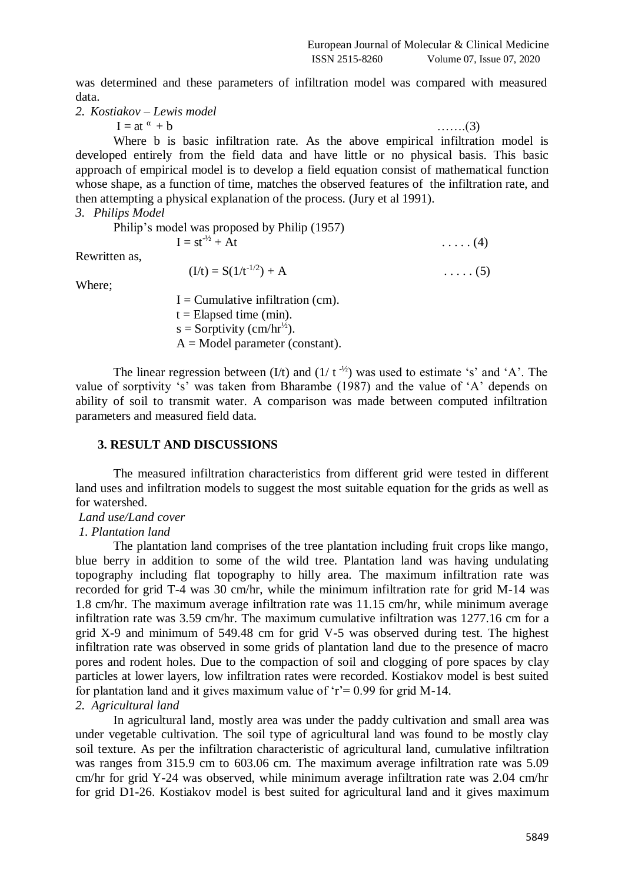was determined and these parameters of infiltration model was compared with measured data.

*2. Kostiakov – Lewis model*

$$I = at^{\alpha} + b \qquad \ldots\ldots(3)$$

Where b is basic infiltration rate. As the above empirical infiltration model is developed entirely from the field data and have little or no physical basis. This basic approach of empirical model is to develop a field equation consist of mathematical function whose shape, as a function of time, matches the observed features of the infiltration rate, and then attempting a physical explanation of the process. (Jury et al 1991).

*3. Philips Model*

Philip's model was proposed by Philip (1957)

$$I = st^{-\frac{1}{2}} + At \qquad \ldots\ldots(4)$$

Rewritten as,

$$(I/t) = S(1/t^{-1/2}) + A \qquad \ldots\ldots(5)$$

Where;

I = Cumulative infiltration (cm).  
t = Elapsed time (min).  
s = Sorptivity (cm/hr$^{\frac{1}{2}}$).  
A = Model parameter (constant).

The linear regression between (I/t) and ($1/t^{-\frac{1}{2}}$) was used to estimate 's' and 'A'. The value of sorptivity 's' was taken from Bharambe (1987) and the value of 'A' depends on ability of soil to transmit water. A comparison was made between computed infiltration parameters and measured field data.

## 3. RESULT AND DISCUSSIONS

The measured infiltration characteristics from different grid were tested in different land uses and infiltration models to suggest the most suitable equation for the grids as well as for watershed.

*Land use/Land cover*

*1. Plantation land*

The plantation land comprises of the tree plantation including fruit crops like mango, blue berry in addition to some of the wild tree. Plantation land was having undulating topography including flat topography to hilly area. The maximum infiltration rate was recorded for grid T-4 was 30 cm/hr, while the minimum infiltration rate for grid M-14 was 1.8 cm/hr. The maximum average infiltration rate was 11.15 cm/hr, while minimum average infiltration rate was 3.59 cm/hr. The maximum cumulative infiltration was 1277.16 cm for a grid X-9 and minimum of 549.48 cm for grid V-5 was observed during test. The highest infiltration rate was observed in some grids of plantation land due to the presence of macro pores and rodent holes. Due to the compaction of soil and clogging of pore spaces by clay particles at lower layers, low infiltration rates were recorded. Kostiakov model is best suited for plantation land and it gives maximum value of 'r'= 0.99 for grid M-14.

*2. Agricultural land*

In agricultural land, mostly area was under the paddy cultivation and small area was under vegetable cultivation. The soil type of agricultural land was found to be mostly clay soil texture. As per the infiltration characteristic of agricultural land, cumulative infiltration was ranges from 315.9 cm to 603.06 cm. The maximum average infiltration rate was 5.09 cm/hr for grid Y-24 was observed, while minimum average infiltration rate was 2.04 cm/hr for grid D1-26. Kostiakov model is best suited for agricultural land and it gives maximum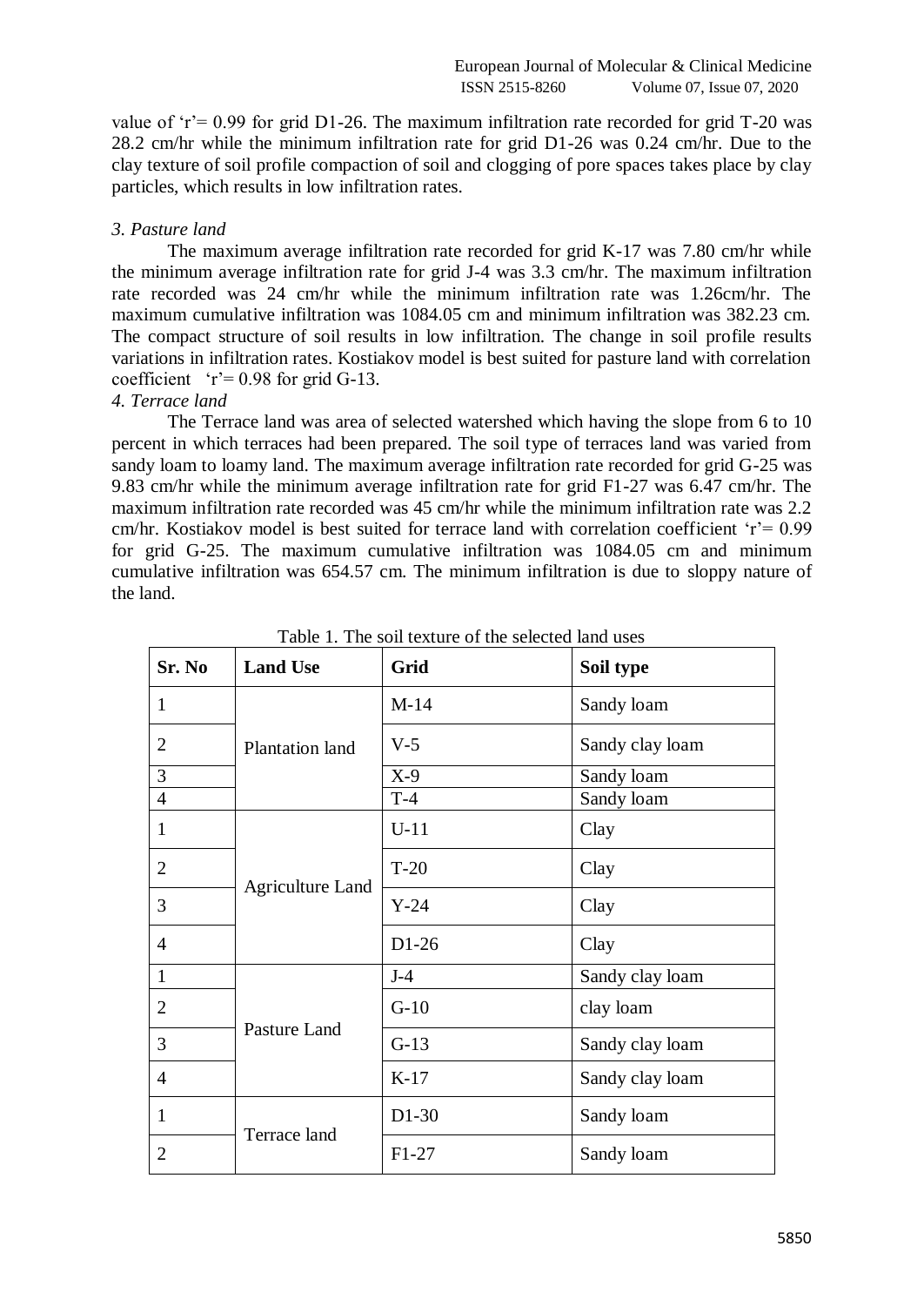value of 'r'= 0.99 for grid D1-26. The maximum infiltration rate recorded for grid T-20 was 28.2 cm/hr while the minimum infiltration rate for grid D1-26 was 0.24 cm/hr. Due to the clay texture of soil profile compaction of soil and clogging of pore spaces takes place by clay particles, which results in low infiltration rates.

*3. Pasture land*

The maximum average infiltration rate recorded for grid K-17 was 7.80 cm/hr while the minimum average infiltration rate for grid J-4 was 3.3 cm/hr. The maximum infiltration rate recorded was 24 cm/hr while the minimum infiltration rate was 1.26cm/hr. The maximum cumulative infiltration was 1084.05 cm and minimum infiltration was 382.23 cm. The compact structure of soil results in low infiltration. The change in soil profile results variations in infiltration rates. Kostiakov model is best suited for pasture land with correlation coefficient 'r'= 0.98 for grid G-13.

*4. Terrace land*

The Terrace land was area of selected watershed which having the slope from 6 to 10 percent in which terraces had been prepared. The soil type of terraces land was varied from sandy loam to loamy land. The maximum average infiltration rate recorded for grid G-25 was 9.83 cm/hr while the minimum average infiltration rate for grid F1-27 was 6.47 cm/hr. The maximum infiltration rate recorded was 45 cm/hr while the minimum infiltration rate was 2.2 cm/hr. Kostiakov model is best suited for terrace land with correlation coefficient 'r'= 0.99 for grid G-25. The maximum cumulative infiltration was 1084.05 cm and minimum cumulative infiltration was 654.57 cm. The minimum infiltration is due to sloppy nature of the land.

Table 1. The soil texture of the selected land uses

| Sr. No | Land Use | Grid | Soil type |
|---|---|---|---|
| 1 | Plantation land | M-14 | Sandy loam |
| 2 | | V-5 | Sandy clay loam |
| 3 | | X-9 | Sandy loam |
| 4 | | T-4 | Sandy loam |
| 1 | Agriculture Land | U-11 | Clay |
| 2 | | T-20 | Clay |
| 3 | | Y-24 | Clay |
| 4 | | D1-26 | Clay |
| 1 | Pasture Land | J-4 | Sandy clay loam |
| 2 | | G-10 | clay loam |
| 3 | | G-13 | Sandy clay loam |
| 4 | | K-17 | Sandy clay loam |
| 1 | Terrace land | D1-30 | Sandy loam |
| 2 | | F1-27 | Sandy loam |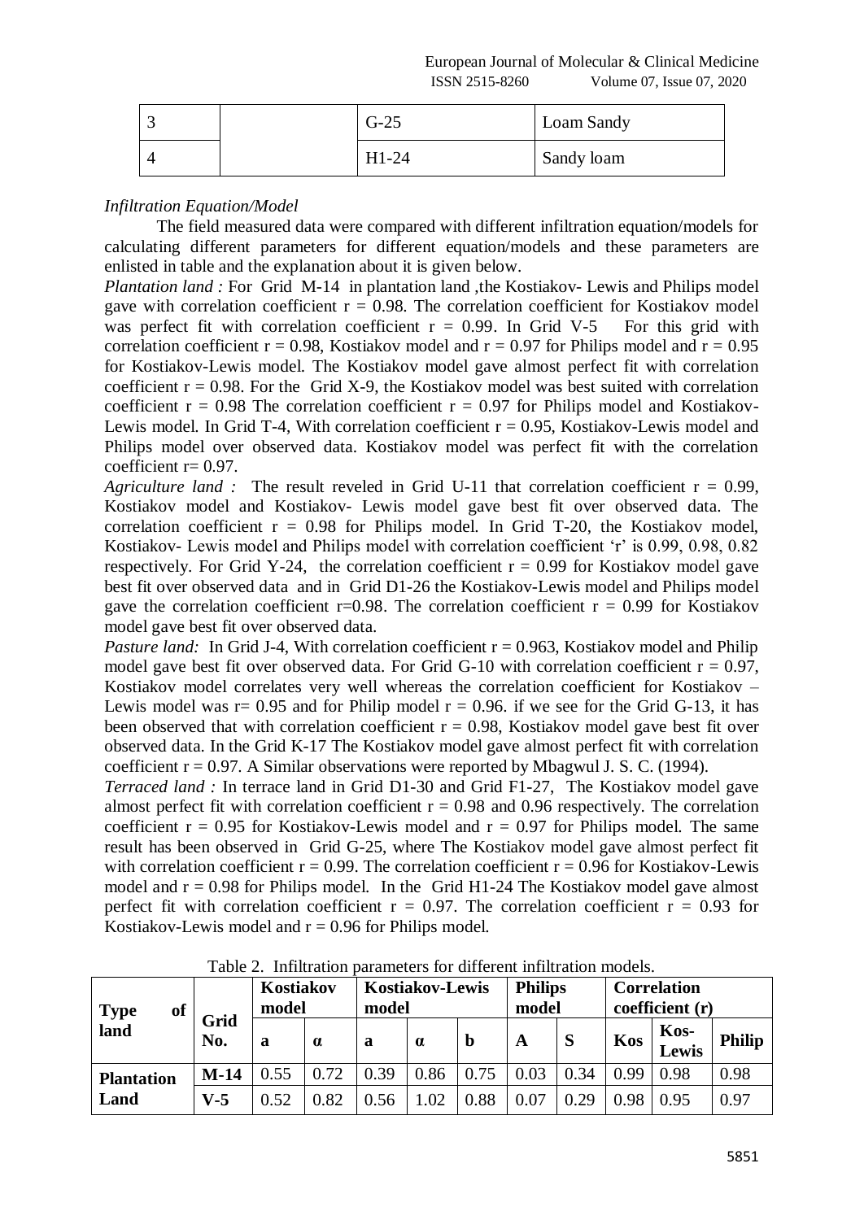| 3 | | G-25 | Loam Sandy |
|---|---|---|---|
| 4 | | H1-24 | Sandy loam |

*Infiltration Equation/Model*

The field measured data were compared with different infiltration equation/models for calculating different parameters for different equation/models and these parameters are enlisted in table and the explanation about it is given below.

*Plantation land :* For Grid M-14 in plantation land ,the Kostiakov- Lewis and Philips model gave with correlation coefficient r = 0.98. The correlation coefficient for Kostiakov model was perfect fit with correlation coefficient r = 0.99. In Grid V-5 For this grid with correlation coefficient r = 0.98, Kostiakov model and r = 0.97 for Philips model and r = 0.95 for Kostiakov-Lewis model. The Kostiakov model gave almost perfect fit with correlation coefficient r = 0.98. For the Grid X-9, the Kostiakov model was best suited with correlation coefficient r = 0.98 The correlation coefficient r = 0.97 for Philips model and Kostiakov-Lewis model. In Grid T-4, With correlation coefficient r = 0.95, Kostiakov-Lewis model and Philips model over observed data. Kostiakov model was perfect fit with the correlation coefficient r= 0.97.

*Agriculture land :* The result reveled in Grid U-11 that correlation coefficient r = 0.99, Kostiakov model and Kostiakov- Lewis model gave best fit over observed data. The correlation coefficient r = 0.98 for Philips model. In Grid T-20, the Kostiakov model, Kostiakov- Lewis model and Philips model with correlation coefficient 'r' is 0.99, 0.98, 0.82 respectively. For Grid Y-24, the correlation coefficient r = 0.99 for Kostiakov model gave best fit over observed data and in Grid D1-26 the Kostiakov-Lewis model and Philips model gave the correlation coefficient r=0.98. The correlation coefficient r = 0.99 for Kostiakov model gave best fit over observed data.

*Pasture land:* In Grid J-4, With correlation coefficient r = 0.963, Kostiakov model and Philip model gave best fit over observed data. For Grid G-10 with correlation coefficient r = 0.97, Kostiakov model correlates very well whereas the correlation coefficient for Kostiakov – Lewis model was r= 0.95 and for Philip model r = 0.96. if we see for the Grid G-13, it has been observed that with correlation coefficient r = 0.98, Kostiakov model gave best fit over observed data. In the Grid K-17 The Kostiakov model gave almost perfect fit with correlation coefficient r = 0.97. A Similar observations were reported by Mbagwul J. S. C. (1994).

*Terraced land :* In terrace land in Grid D1-30 and Grid F1-27, The Kostiakov model gave almost perfect fit with correlation coefficient r = 0.98 and 0.96 respectively. The correlation coefficient r = 0.95 for Kostiakov-Lewis model and r = 0.97 for Philips model. The same result has been observed in Grid G-25, where The Kostiakov model gave almost perfect fit with correlation coefficient r = 0.99. The correlation coefficient r = 0.96 for Kostiakov-Lewis model and r = 0.98 for Philips model. In the Grid H1-24 The Kostiakov model gave almost perfect fit with correlation coefficient r = 0.97. The correlation coefficient r = 0.93 for Kostiakov-Lewis model and r = 0.96 for Philips model.

Table 2. Infiltration parameters for different infiltration models.

| **Type of land** | **Grid No.** | **Kostiakov model** | | **Kostiakov-Lewis model** | | | **Philips model** | | **Correlation coefficient (r)** | | |
|---|---|---|---|---|---|---|---|---|---|---|---|
| | | **a** | **α** | **a** | **α** | **b** | **A** | **S** | **Kos** | **Kos-Lewis** | **Philip** |
| **Plantation Land** | **M-14** | 0.55 | 0.72 | 0.39 | 0.86 | 0.75 | 0.03 | 0.34 | 0.99 | 0.98 | 0.98 |
| | **V-5** | 0.52 | 0.82 | 0.56 | 1.02 | 0.88 | 0.07 | 0.29 | 0.98 | 0.95 | 0.97 |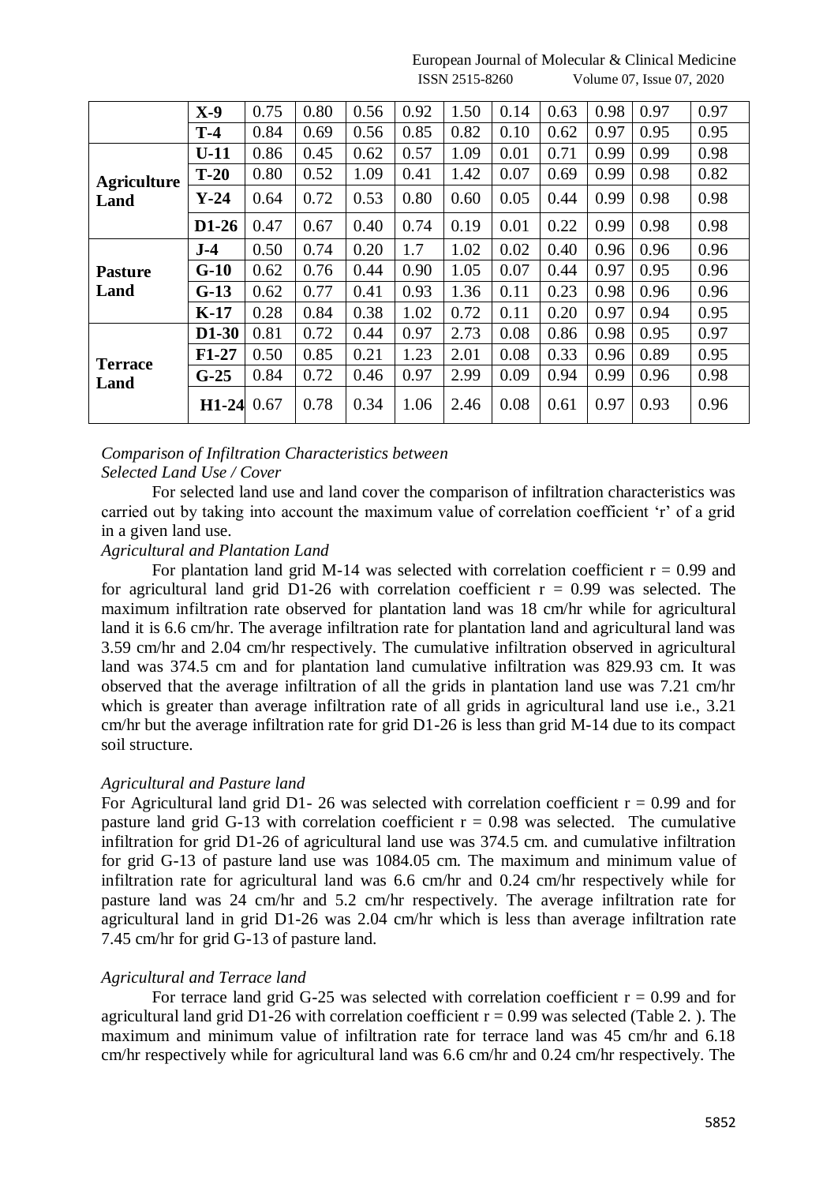|  | X-9 | 0.75 | 0.80 | 0.56 | 0.92 | 1.50 | 0.14 | 0.63 | 0.98 | 0.97 | 0.97 |
|---|---|---|---|---|---|---|---|---|---|---|---|
|  | T-4 | 0.84 | 0.69 | 0.56 | 0.85 | 0.82 | 0.10 | 0.62 | 0.97 | 0.95 | 0.95 |
| **Agriculture Land** | **U-11** | 0.86 | 0.45 | 0.62 | 0.57 | 1.09 | 0.01 | 0.71 | 0.99 | 0.99 | 0.98 |
|  | **T-20** | 0.80 | 0.52 | 1.09 | 0.41 | 1.42 | 0.07 | 0.69 | 0.99 | 0.98 | 0.82 |
|  | **Y-24** | 0.64 | 0.72 | 0.53 | 0.80 | 0.60 | 0.05 | 0.44 | 0.99 | 0.98 | 0.98 |
|  | **D1-26** | 0.47 | 0.67 | 0.40 | 0.74 | 0.19 | 0.01 | 0.22 | 0.99 | 0.98 | 0.98 |
| **Pasture Land** | **J-4** | 0.50 | 0.74 | 0.20 | 1.7 | 1.02 | 0.02 | 0.40 | 0.96 | 0.96 | 0.96 |
|  | **G-10** | 0.62 | 0.76 | 0.44 | 0.90 | 1.05 | 0.07 | 0.44 | 0.97 | 0.95 | 0.96 |
|  | **G-13** | 0.62 | 0.77 | 0.41 | 0.93 | 1.36 | 0.11 | 0.23 | 0.98 | 0.96 | 0.96 |
|  | **K-17** | 0.28 | 0.84 | 0.38 | 1.02 | 0.72 | 0.11 | 0.20 | 0.97 | 0.94 | 0.95 |
| **Terrace Land** | **D1-30** | 0.81 | 0.72 | 0.44 | 0.97 | 2.73 | 0.08 | 0.86 | 0.98 | 0.95 | 0.97 |
|  | **F1-27** | 0.50 | 0.85 | 0.21 | 1.23 | 2.01 | 0.08 | 0.33 | 0.96 | 0.89 | 0.95 |
|  | **G-25** | 0.84 | 0.72 | 0.46 | 0.97 | 2.99 | 0.09 | 0.94 | 0.99 | 0.96 | 0.98 |
|  | **H1-24** | 0.67 | 0.78 | 0.34 | 1.06 | 2.46 | 0.08 | 0.61 | 0.97 | 0.93 | 0.96 |

*Comparison of Infiltration Characteristics between Selected Land Use / Cover*

For selected land use and land cover the comparison of infiltration characteristics was carried out by taking into account the maximum value of correlation coefficient 'r' of a grid in a given land use.

*Agricultural and Plantation Land*

For plantation land grid M-14 was selected with correlation coefficient $r = 0.99$ and for agricultural land grid D1-26 with correlation coefficient $r = 0.99$ was selected. The maximum infiltration rate observed for plantation land was 18 cm/hr while for agricultural land it is 6.6 cm/hr. The average infiltration rate for plantation land and agricultural land was 3.59 cm/hr and 2.04 cm/hr respectively. The cumulative infiltration observed in agricultural land was 374.5 cm and for plantation land cumulative infiltration was 829.93 cm. It was observed that the average infiltration of all the grids in plantation land use was 7.21 cm/hr which is greater than average infiltration rate of all grids in agricultural land use i.e., 3.21 cm/hr but the average infiltration rate for grid D1-26 is less than grid M-14 due to its compact soil structure.

*Agricultural and Pasture land*

For Agricultural land grid D1- 26 was selected with correlation coefficient $r = 0.99$ and for pasture land grid G-13 with correlation coefficient $r = 0.98$ was selected. The cumulative infiltration for grid D1-26 of agricultural land use was 374.5 cm. and cumulative infiltration for grid G-13 of pasture land use was 1084.05 cm. The maximum and minimum value of infiltration rate for agricultural land was 6.6 cm/hr and 0.24 cm/hr respectively while for pasture land was 24 cm/hr and 5.2 cm/hr respectively. The average infiltration rate for agricultural land in grid D1-26 was 2.04 cm/hr which is less than average infiltration rate 7.45 cm/hr for grid G-13 of pasture land.

*Agricultural and Terrace land*

For terrace land grid G-25 was selected with correlation coefficient $r = 0.99$ and for agricultural land grid D1-26 with correlation coefficient $r = 0.99$ was selected (Table 2. ). The maximum and minimum value of infiltration rate for terrace land was 45 cm/hr and 6.18 cm/hr respectively while for agricultural land was 6.6 cm/hr and 0.24 cm/hr respectively. The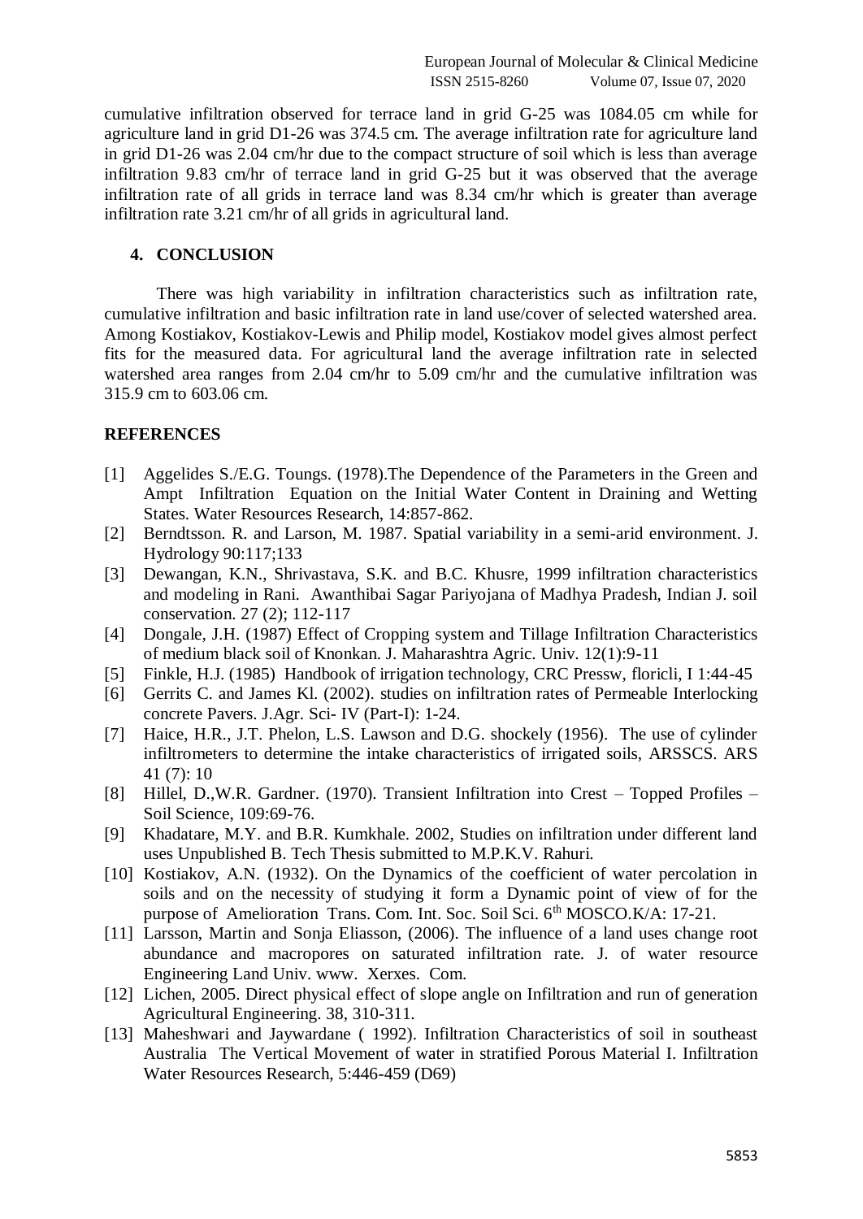cumulative infiltration observed for terrace land in grid G-25 was 1084.05 cm while for agriculture land in grid D1-26 was 374.5 cm. The average infiltration rate for agriculture land in grid D1-26 was 2.04 cm/hr due to the compact structure of soil which is less than average infiltration 9.83 cm/hr of terrace land in grid G-25 but it was observed that the average infiltration rate of all grids in terrace land was 8.34 cm/hr which is greater than average infiltration rate 3.21 cm/hr of all grids in agricultural land.

## 4. CONCLUSION

There was high variability in infiltration characteristics such as infiltration rate, cumulative infiltration and basic infiltration rate in land use/cover of selected watershed area. Among Kostiakov, Kostiakov-Lewis and Philip model, Kostiakov model gives almost perfect fits for the measured data. For agricultural land the average infiltration rate in selected watershed area ranges from 2.04 cm/hr to 5.09 cm/hr and the cumulative infiltration was 315.9 cm to 603.06 cm.

## REFERENCES

[1] Aggelides S./E.G. Toungs. (1978).The Dependence of the Parameters in the Green and Ampt Infiltration Equation on the Initial Water Content in Draining and Wetting States. Water Resources Research, 14:857-862.

[2] Berndtsson. R. and Larson, M. 1987. Spatial variability in a semi-arid environment. J. Hydrology 90:117;133

[3] Dewangan, K.N., Shrivastava, S.K. and B.C. Khusre, 1999 infiltration characteristics and modeling in Rani. Awanthibai Sagar Pariyojana of Madhya Pradesh, Indian J. soil conservation. 27 (2); 112-117

[4] Dongale, J.H. (1987) Effect of Cropping system and Tillage Infiltration Characteristics of medium black soil of Knonkan. J. Maharashtra Agric. Univ. 12(1):9-11

[5] Finkle, H.J. (1985) Handbook of irrigation technology, CRC Pressw, floricli, I 1:44-45

[6] Gerrits C. and James Kl. (2002). studies on infiltration rates of Permeable Interlocking concrete Pavers. J.Agr. Sci- IV (Part-I): 1-24.

[7] Haice, H.R., J.T. Phelon, L.S. Lawson and D.G. shockely (1956). The use of cylinder infiltrometers to determine the intake characteristics of irrigated soils, ARSSCS. ARS 41 (7): 10

[8] Hillel, D.,W.R. Gardner. (1970). Transient Infiltration into Crest – Topped Profiles – Soil Science, 109:69-76.

[9] Khadatare, M.Y. and B.R. Kumkhale. 2002, Studies on infiltration under different land uses Unpublished B. Tech Thesis submitted to M.P.K.V. Rahuri.

[10] Kostiakov, A.N. (1932). On the Dynamics of the coefficient of water percolation in soils and on the necessity of studying it form a Dynamic point of view of for the purpose of Amelioration Trans. Com. Int. Soc. Soil Sci. 6th MOSCO.K/A: 17-21.

[11] Larsson, Martin and Sonja Eliasson, (2006). The influence of a land uses change root abundance and macropores on saturated infiltration rate. J. of water resource Engineering Land Univ. www. Xerxes. Com.

[12] Lichen, 2005. Direct physical effect of slope angle on Infiltration and run of generation Agricultural Engineering. 38, 310-311.

[13] Maheshwari and Jaywardane ( 1992). Infiltration Characteristics of soil in southeast Australia The Vertical Movement of water in stratified Porous Material I. Infiltration Water Resources Research, 5:446-459 (D69)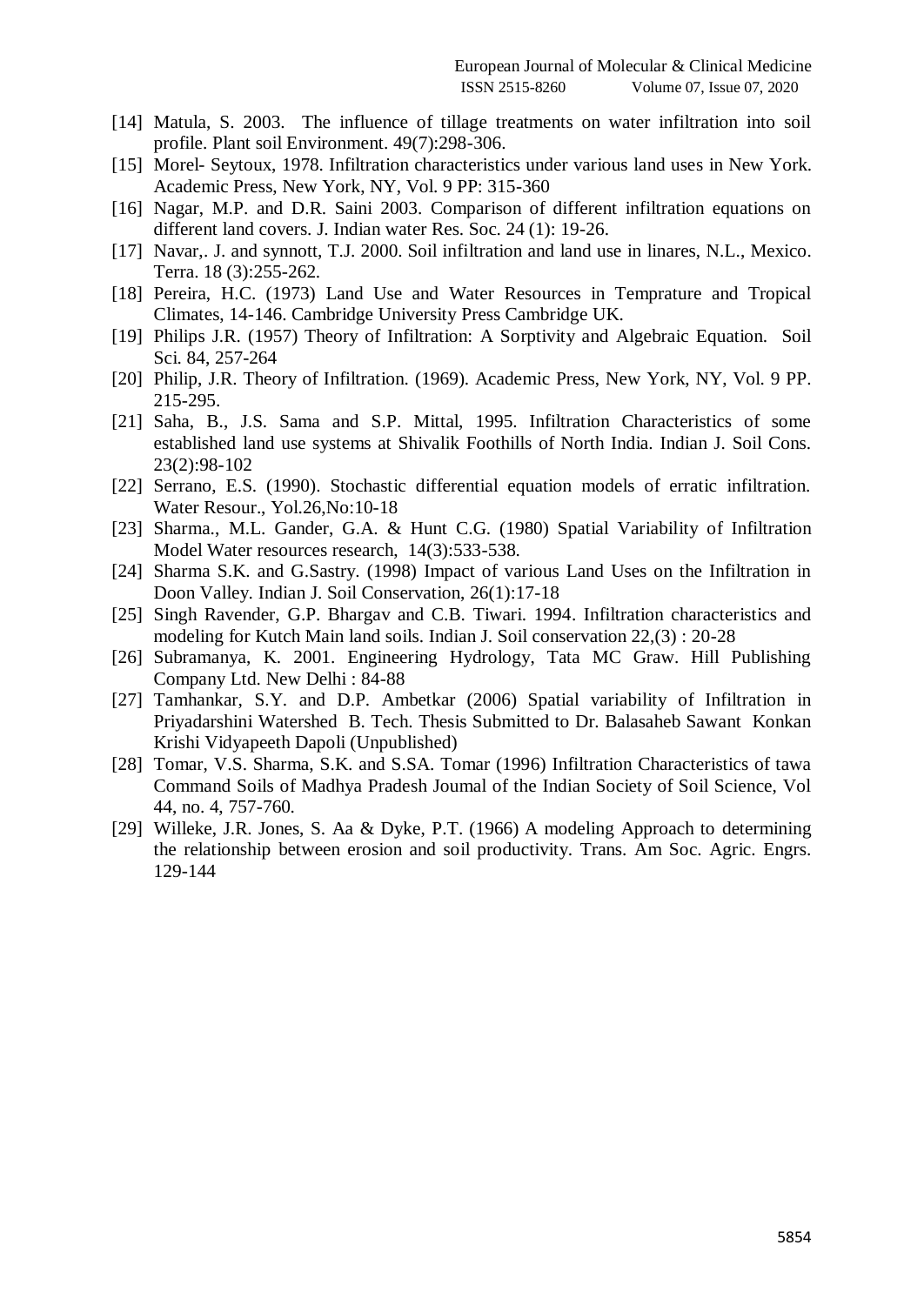[14] Matula, S. 2003. The influence of tillage treatments on water infiltration into soil profile. Plant soil Environment. 49(7):298-306.

[15] Morel- Seytoux, 1978. Infiltration characteristics under various land uses in New York. Academic Press, New York, NY, Vol. 9 PP: 315-360

[16] Nagar, M.P. and D.R. Saini 2003. Comparison of different infiltration equations on different land covers. J. Indian water Res. Soc. 24 (1): 19-26.

[17] Navar,. J. and synnott, T.J. 2000. Soil infiltration and land use in linares, N.L., Mexico. Terra. 18 (3):255-262.

[18] Pereira, H.C. (1973) Land Use and Water Resources in Temprature and Tropical Climates, 14-146. Cambridge University Press Cambridge UK.

[19] Philips J.R. (1957) Theory of Infiltration: A Sorptivity and Algebraic Equation. Soil Sci. 84, 257-264

[20] Philip, J.R. Theory of Infiltration. (1969). Academic Press, New York, NY, Vol. 9 PP. 215-295.

[21] Saha, B., J.S. Sama and S.P. Mittal, 1995. Infiltration Characteristics of some established land use systems at Shivalik Foothills of North India. Indian J. Soil Cons. 23(2):98-102

[22] Serrano, E.S. (1990). Stochastic differential equation models of erratic infiltration. Water Resour., Yol.26,No:10-18

[23] Sharma., M.L. Gander, G.A. & Hunt C.G. (1980) Spatial Variability of Infiltration Model Water resources research, 14(3):533-538.

[24] Sharma S.K. and G.Sastry. (1998) Impact of various Land Uses on the Infiltration in Doon Valley. Indian J. Soil Conservation, 26(1):17-18

[25] Singh Ravender, G.P. Bhargav and C.B. Tiwari. 1994. Infiltration characteristics and modeling for Kutch Main land soils. Indian J. Soil conservation 22,(3) : 20-28

[26] Subramanya, K. 2001. Engineering Hydrology, Tata MC Graw. Hill Publishing Company Ltd. New Delhi : 84-88

[27] Tamhankar, S.Y. and D.P. Ambetkar (2006) Spatial variability of Infiltration in Priyadarshini Watershed B. Tech. Thesis Submitted to Dr. Balasaheb Sawant Konkan Krishi Vidyapeeth Dapoli (Unpublished)

[28] Tomar, V.S. Sharma, S.K. and S.SA. Tomar (1996) Infiltration Characteristics of tawa Command Soils of Madhya Pradesh Joumal of the Indian Society of Soil Science, Vol 44, no. 4, 757-760.

[29] Willeke, J.R. Jones, S. Aa & Dyke, P.T. (1966) A modeling Approach to determining the relationship between erosion and soil productivity. Trans. Am Soc. Agric. Engrs. 129-144